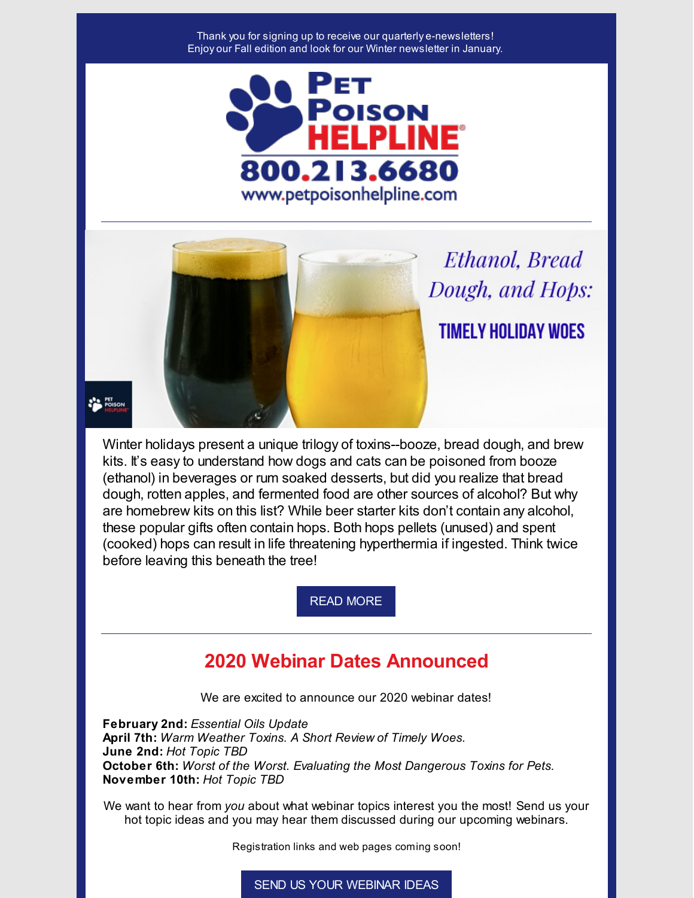Thank you for signing up to receive our quarterly e-newsletters!
Enjoy our Fall edition and look for our Winter newsletter in January.

# Pet Poison HELPLINE

800.213.6680

www.petpoisonhelpline.com

---

## Ethanol, Bread Dough, and Hops: TIMELY HOLIDAY WOES

Winter holidays present a unique trilogy of toxins--booze, bread dough, and brew kits. It's easy to understand how dogs and cats can be poisoned from booze (ethanol) in beverages or rum soaked desserts, but did you realize that bread dough, rotten apples, and fermented food are other sources of alcohol? But why are homebrew kits on this list? While beer starter kits don't contain any alcohol, these popular gifts often contain hops. Both hops pellets (unused) and spent (cooked) hops can result in life threatening hyperthermia if ingested. Think twice before leaving this beneath the tree!

READ MORE

---

## 2020 Webinar Dates Announced

We are excited to announce our 2020 webinar dates!

**February 2nd:** *Essential Oils Update*
**April 7th:** *Warm Weather Toxins. A Short Review of Timely Woes.*
**June 2nd:** *Hot Topic TBD*
**October 6th:** *Worst of the Worst. Evaluating the Most Dangerous Toxins for Pets.*
**November 10th:** *Hot Topic TBD*

We want to hear from *you* about what webinar topics interest you the most! Send us your hot topic ideas and you may hear them discussed during our upcoming webinars.

Registration links and web pages coming soon!

SEND US YOUR WEBINAR IDEAS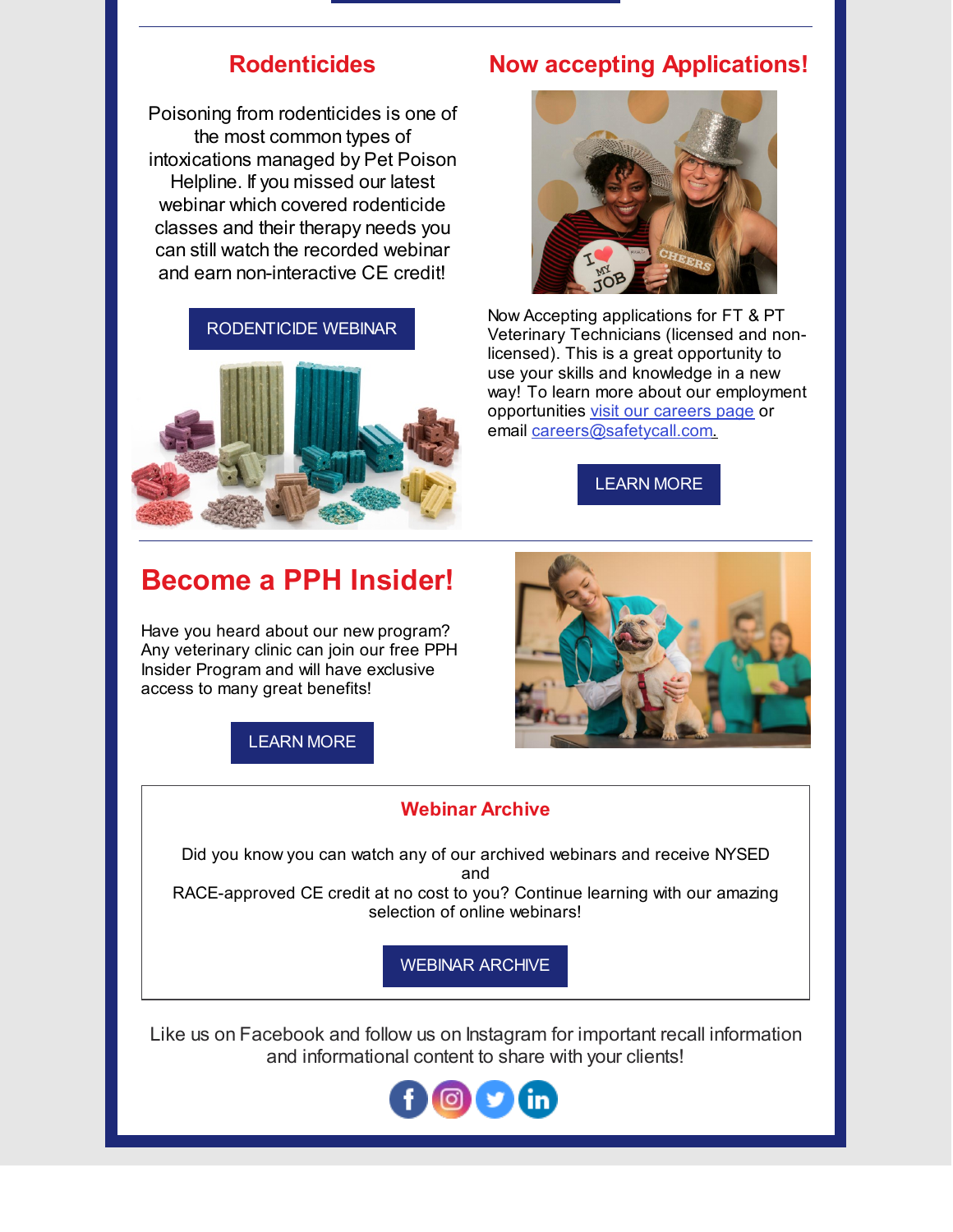## Rodenticides

Poisoning from rodenticides is one of the most common types of intoxications managed by Pet Poison Helpline. If you missed our latest webinar which covered rodenticide classes and their therapy needs you can still watch the recorded webinar and earn non-interactive CE credit!

RODENTICIDE WEBINAR

## Now accepting Applications!

Now Accepting applications for FT & PT Veterinary Technicians (licensed and non-licensed). This is a great opportunity to use your skills and knowledge in a new way! To learn more about our employment opportunities visit our careers page or email careers@safetycall.com.

LEARN MORE

## Become a PPH Insider!

Have you heard about our new program? Any veterinary clinic can join our free PPH Insider Program and will have exclusive access to many great benefits!

LEARN MORE

### Webinar Archive

Did you know you can watch any of our archived webinars and receive NYSED and RACE-approved CE credit at no cost to you? Continue learning with our amazing selection of online webinars!

WEBINAR ARCHIVE

Like us on Facebook and follow us on Instagram for important recall information and informational content to share with your clients!